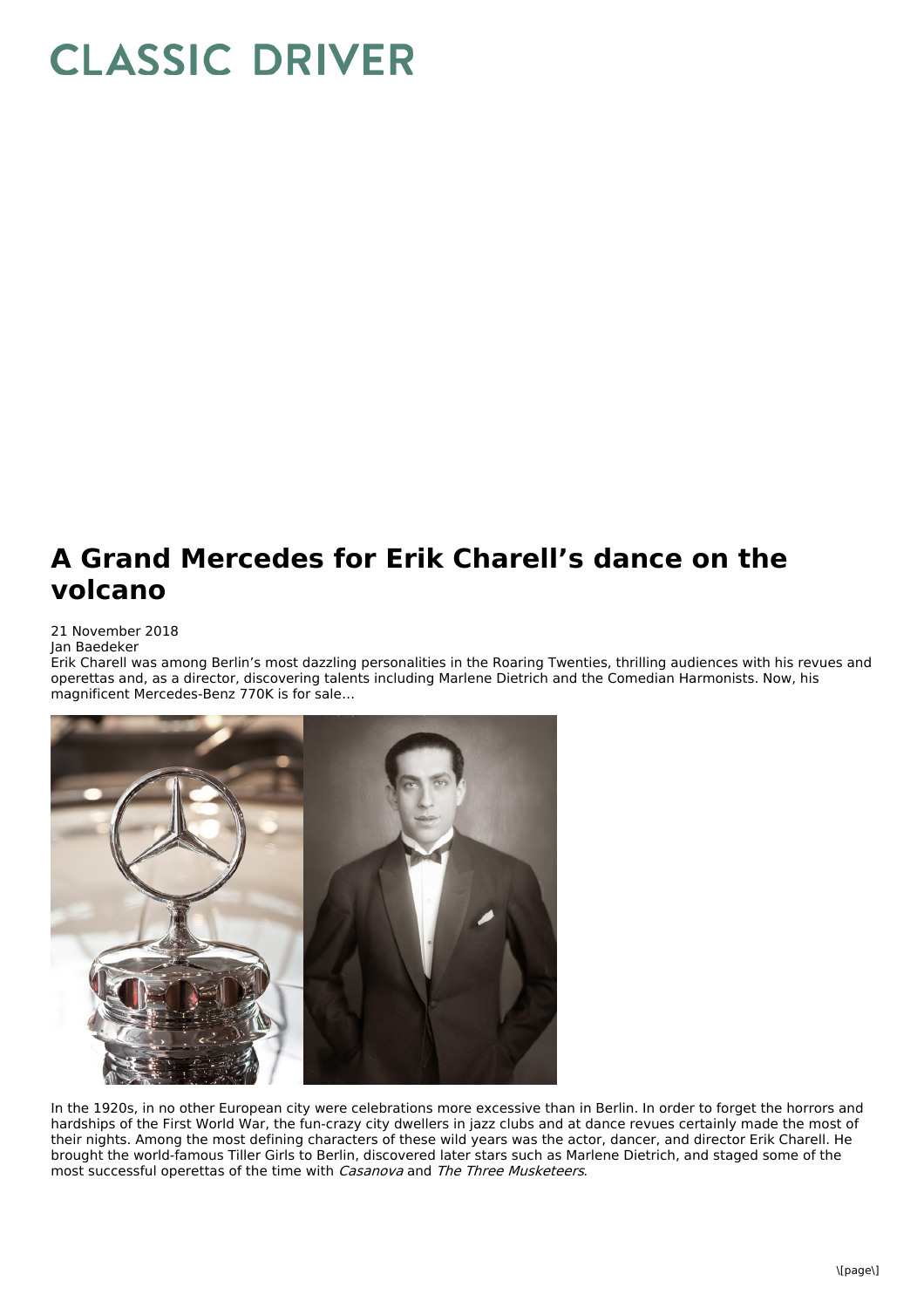# CLASSIC DRIVER

## A Grand Mercedes for Erik Charell's dance on the volcano

21 November 2018
Jan Baedeker

Erik Charell was among Berlin's most dazzling personalities in the Roaring Twenties, thrilling audiences with his revues and operettas and, as a director, discovering talents including Marlene Dietrich and the Comedian Harmonists. Now, his magnificent Mercedes-Benz 770K is for sale…

In the 1920s, in no other European city were celebrations more excessive than in Berlin. In order to forget the horrors and hardships of the First World War, the fun-crazy city dwellers in jazz clubs and at dance revues certainly made the most of their nights. Among the most defining characters of these wild years was the actor, dancer, and director Erik Charell. He brought the world-famous Tiller Girls to Berlin, discovered later stars such as Marlene Dietrich, and staged some of the most successful operettas of the time with *Casanova* and *The Three Musketeers*.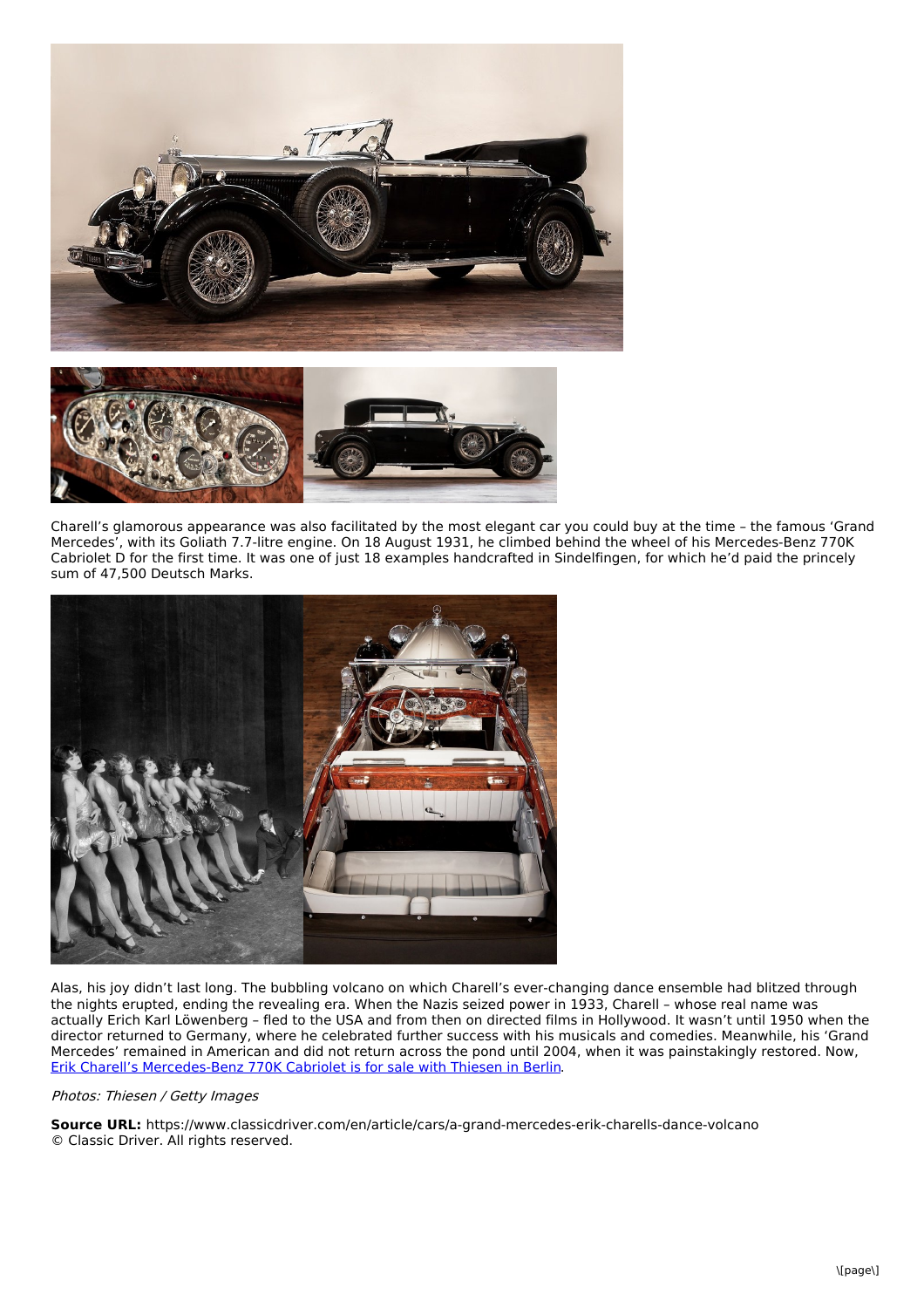Charell's glamorous appearance was also facilitated by the most elegant car you could buy at the time – the famous 'Grand Mercedes', with its Goliath 7.7-litre engine. On 18 August 1931, he climbed behind the wheel of his Mercedes-Benz 770K Cabriolet D for the first time. It was one of just 18 examples handcrafted in Sindelfingen, for which he'd paid the princely sum of 47,500 Deutsch Marks.

Alas, his joy didn't last long. The bubbling volcano on which Charell's ever-changing dance ensemble had blitzed through the nights erupted, ending the revealing era. When the Nazis seized power in 1933, Charell – whose real name was actually Erich Karl Löwenberg – fled to the USA and from then on directed films in Hollywood. It wasn't until 1950 when the director returned to Germany, where he celebrated further success with his musicals and comedies. Meanwhile, his 'Grand Mercedes' remained in American and did not return across the pond until 2004, when it was painstakingly restored. Now, [Erik Charell's Mercedes-Benz 770K Cabriolet is for sale with Thiesen in Berlin](https://www.classicdriver.com/en/article/cars/a-grand-mercedes-erik-charells-dance-volcano).

*Photos: Thiesen / Getty Images*

**Source URL:** https://www.classicdriver.com/en/article/cars/a-grand-mercedes-erik-charells-dance-volcano
© Classic Driver. All rights reserved.